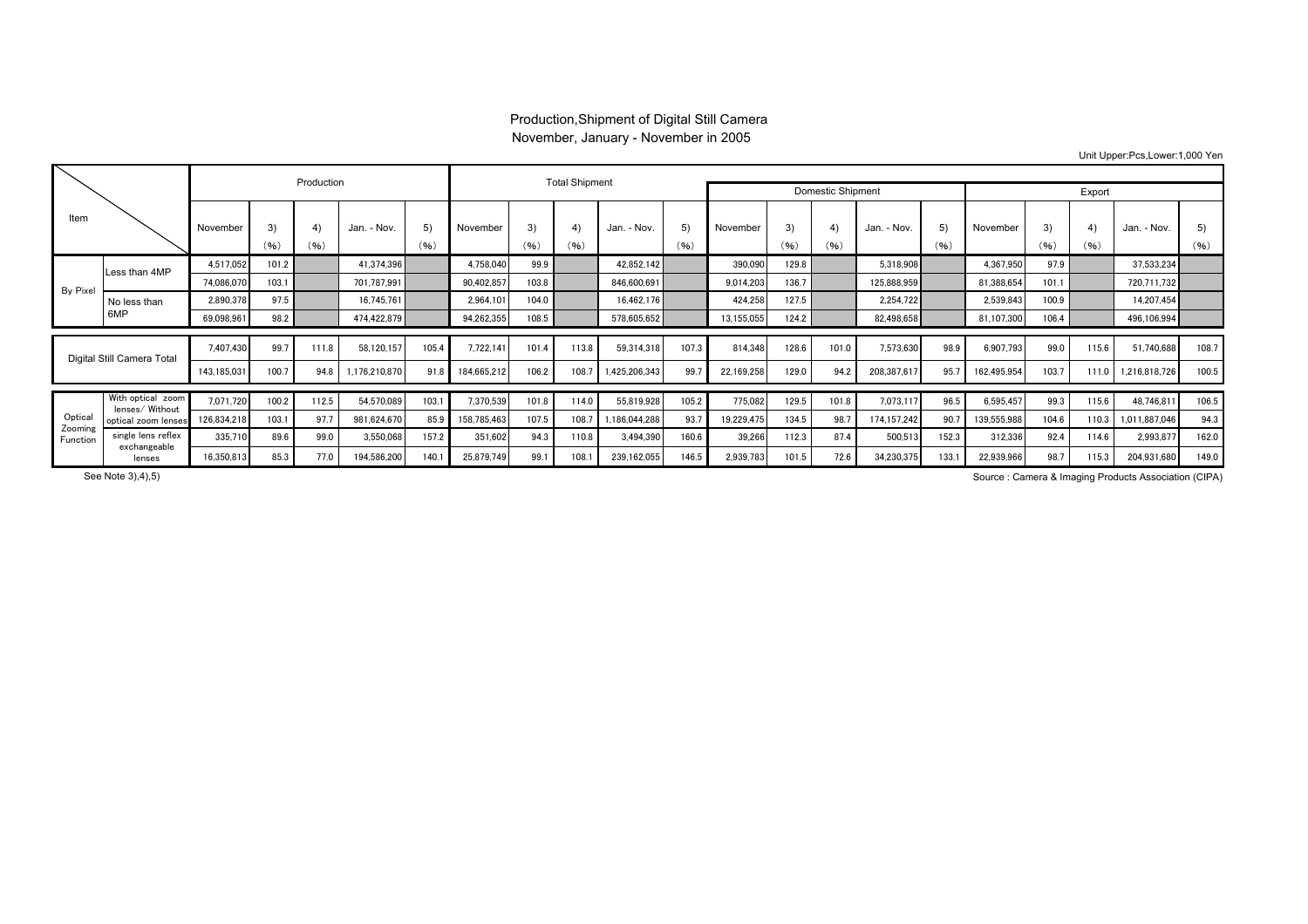# Production,Shipment of Digital Still Camera

November, January - November in 2005

Unit Upper:Pcs,Lower:1,000 Yen

| Item | | Production | | | | | Total Shipment | | | | | Domestic Shipment | | | | | Export | | | | |
|---|---|---|---|---|---|---|---|---|---|---|---|---|---|---|---|---|---|---|---|---|---|
| | | November | 3) (%) | 4) (%) | Jan. - Nov. | 5) (%) | November | 3) (%) | 4) (%) | Jan. - Nov. | 5) (%) | November | 3) (%) | 4) (%) | Jan. - Nov. | 5) (%) | November | 3) (%) | 4) (%) | Jan. - Nov. | 5) (%) |
| By Pixel | Less than 4MP | 4,517,052 | 101.2 | | 41,374,396 | | 4,758,040 | 99.9 | | 42,852,142 | | 390,090 | 129.8 | | 5,318,908 | | 4,367,950 | 97.9 | | 37,533,234 | |
| | | 74,086,070 | 103.1 | | 701,787,991 | | 90,402,857 | 103.8 | | 846,600,691 | | 9,014,203 | 136.7 | | 125,888,959 | | 81,388,654 | 101.1 | | 720,711,732 | |
| | No less than 6MP | 2,890,378 | 97.5 | | 16,745,761 | | 2,964,101 | 104.0 | | 16,462,176 | | 424,258 | 127.5 | | 2,254,722 | | 2,539,843 | 100.9 | | 14,207,454 | |
| | | 69,098,961 | 98.2 | | 474,422,879 | | 94,262,355 | 108.5 | | 578,605,652 | | 13,155,055 | 124.2 | | 82,498,658 | | 81,107,300 | 106.4 | | 496,106,994 | |
| Digital Still Camera Total | | 7,407,430 | 99.7 | 111.8 | 58,120,157 | 105.4 | 7,722,141 | 101.4 | 113.8 | 59,314,318 | 107.3 | 814,348 | 128.6 | 101.0 | 7,573,630 | 98.9 | 6,907,793 | 99.0 | 115.6 | 51,740,688 | 108.7 |
| | | 143,185,031 | 100.7 | 94.8 | 1,176,210,870 | 91.8 | 184,665,212 | 106.2 | 108.7 | 1,425,206,343 | 99.7 | 22,169,258 | 129.0 | 94.2 | 208,387,617 | 95.7 | 162,495,954 | 103.7 | 111.0 | 1,216,818,726 | 100.5 |
| Optical Zooming Function | With optical zoom lenses/ Without optical zoom lenses | 7,071,720 | 100.2 | 112.5 | 54,570,089 | 103.1 | 7,370,539 | 101.8 | 114.0 | 55,819,928 | 105.2 | 775,082 | 129.5 | 101.8 | 7,073,117 | 96.5 | 6,595,457 | 99.3 | 115.6 | 48,746,811 | 106.5 |
| | | 126,834,218 | 103.1 | 97.7 | 981,624,670 | 85.9 | 158,785,463 | 107.5 | 108.7 | 1,186,044,288 | 93.7 | 19,229,475 | 134.5 | 98.7 | 174,157,242 | 90.7 | 139,555,988 | 104.6 | 110.3 | 1,011,887,046 | 94.3 |
| | single lens reflex exchangeable lenses | 335,710 | 89.6 | 99.0 | 3,550,068 | 157.2 | 351,602 | 94.3 | 110.8 | 3,494,390 | 160.6 | 39,266 | 112.3 | 87.4 | 500,513 | 152.3 | 312,336 | 92.4 | 114.6 | 2,993,877 | 162.0 |
| | | 16,350,813 | 85.3 | 77.0 | 194,586,200 | 140.1 | 25,879,749 | 99.1 | 108.1 | 239,162,055 | 146.5 | 2,939,783 | 101.5 | 72.6 | 34,230,375 | 133.1 | 22,939,966 | 98.7 | 115.3 | 204,931,680 | 149.0 |

See Note 3),4),5)

Source : Camera & Imaging Products Association (CIPA)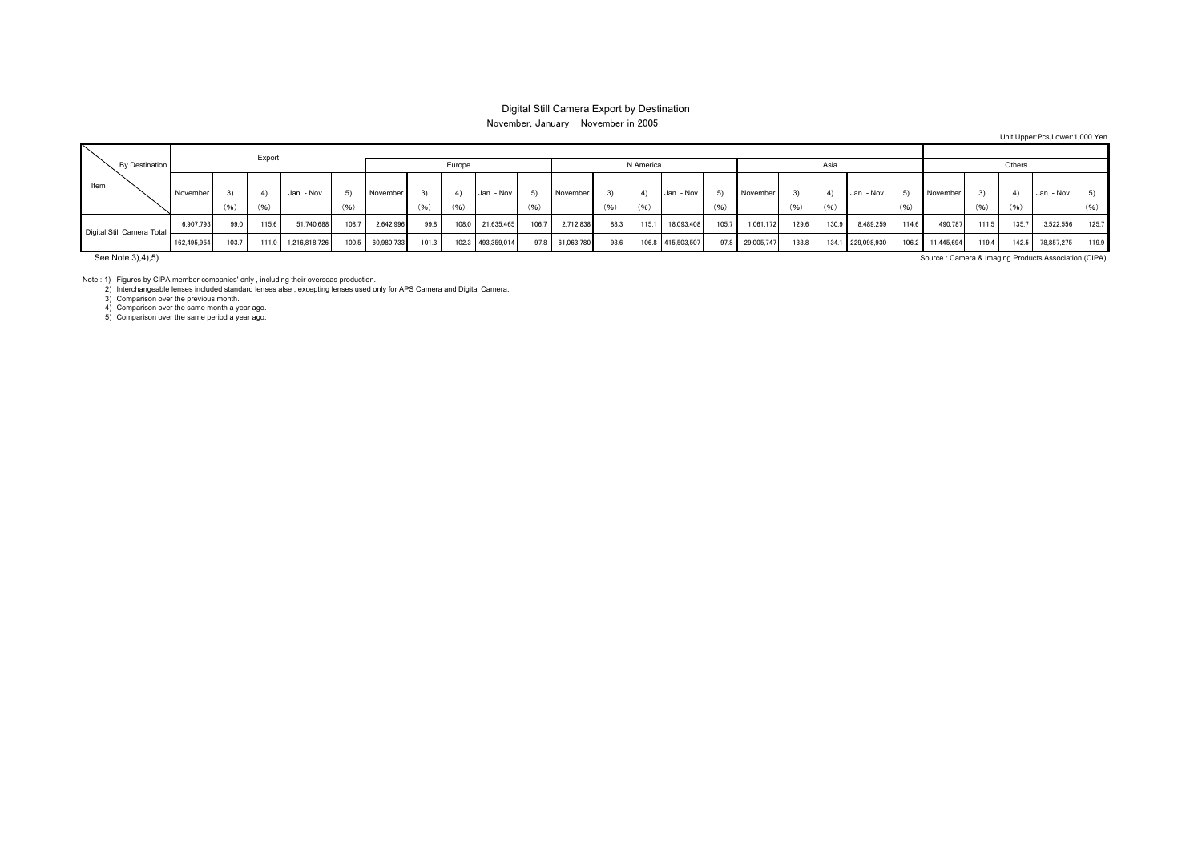# Digital Still Camera Export by Destination

November, January - November in 2005

Unit Upper:Pcs,Lower:1,000 Yen

| Item \ By Destination | Export | | | | | Europe | | | | | N.America | | | | | Asia | | | | | Others | | | | |
|---|---|---|---|---|---|---|---|---|---|---|---|---|---|---|---|---|---|---|---|---|---|---|---|---|---|
| | November | 3) (%) | 4) (%) | Jan. - Nov. | 5) (%) | November | 3) (%) | 4) (%) | Jan. - Nov. | 5) (%) | November | 3) (%) | 4) (%) | Jan. - Nov. | 5) (%) | November | 3) (%) | 4) (%) | Jan. - Nov. | 5) (%) | November | 3) (%) | 4) (%) | Jan. - Nov. | 5) (%) |
| Digital Still Camera Total | 6,907,793 | 99.0 | 115.6 | 51,740,688 | 108.7 | 2,642,996 | 99.8 | 108.0 | 21,635,465 | 106.7 | 2,712,838 | 88.3 | 115.1 | 18,093,408 | 105.7 | 1,061,172 | 129.6 | 130.9 | 8,489,259 | 114.6 | 490,787 | 111.5 | 135.7 | 3,522,556 | 125.7 |
| | 162,495,954 | 103.7 | 111.0 | 1,216,818,726 | 100.5 | 60,980,733 | 101.3 | 102.3 | 493,359,014 | 97.8 | 61,063,780 | 93.6 | 106.8 | 415,503,507 | 97.8 | 29,005,747 | 133.8 | 134.1 | 229,098,930 | 106.2 | 11,445,694 | 119.4 | 142.5 | 78,857,275 | 119.9 |

See Note 3),4),5)

Source : Camera & Imaging Products Association (CIPA)

Note : 1) Figures by CIPA member companies' only , including their overseas production.

2) Interchangeable lenses included standard lenses alse , excepting lenses used only for APS Camera and Digital Camera.

3) Comparison over the previous month.

4) Comparison over the same month a year ago.

5) Comparison over the same period a year ago.